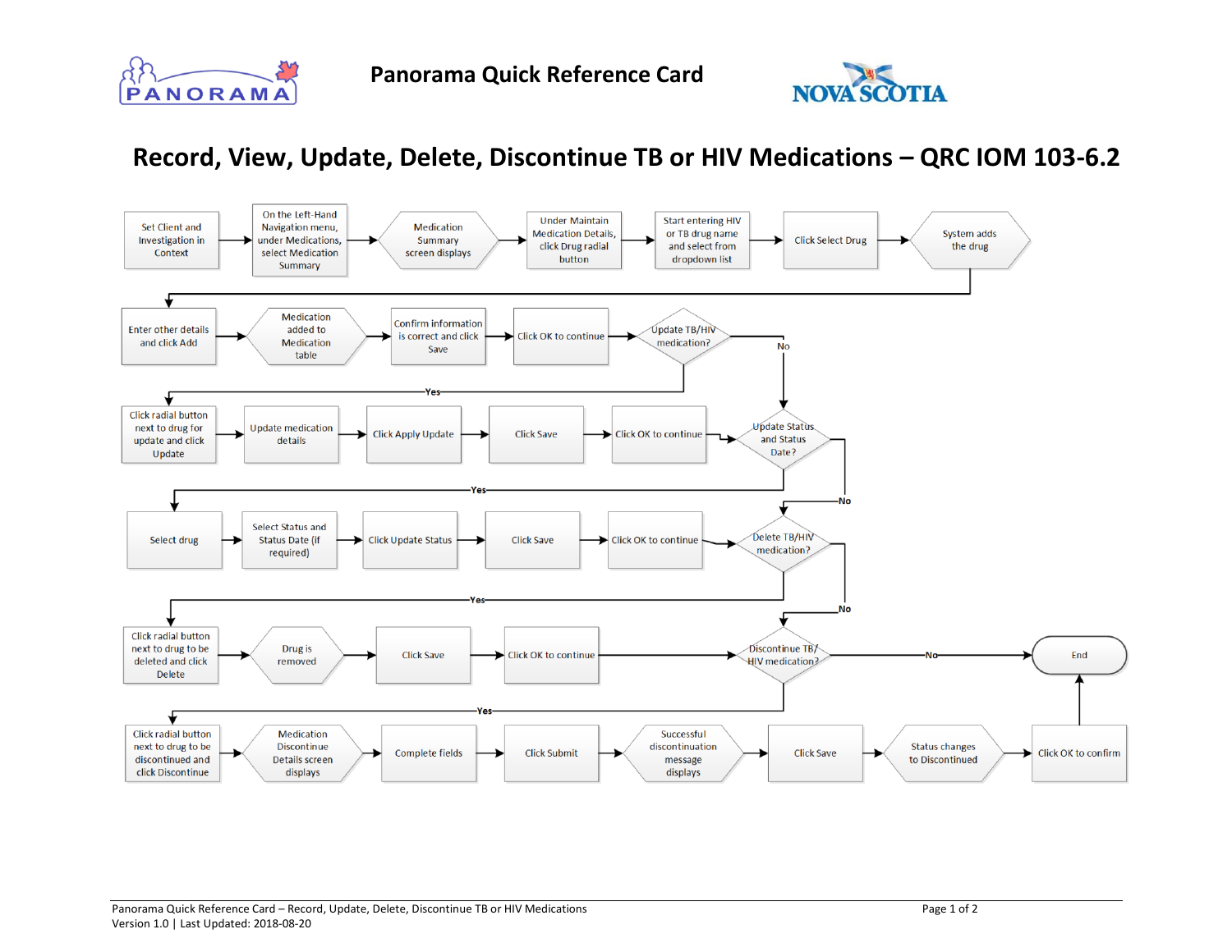Panorama Quick Reference Card

# Record, View, Update, Delete, Discontinue TB or HIV Medications – QRC IOM 103-6.2

1. Set Client and Investigation in Context
2. On the Left-Hand Navigation menu, under Medications, select Medication Summary
3. Medication Summary screen displays
4. Under Maintain Medication Details, click Drug radial button
5. Start entering HIV or TB drug name and select from dropdown list
6. Click Select Drug
7. System adds the drug
8. Enter other details and click Add
9. Medication added to Medication table
10. Confirm information is correct and click Save
11. Click OK to continue
12. Update TB/HIV medication?
    - **Yes:** Click radial button next to drug for update and click Update → Update medication details → Click Apply Update → Click Save → Click OK to continue → go to Update Status and Status Date?
    - **No:** go to Update Status and Status Date?
13. Update Status and Status Date?
    - **Yes:** Select drug → Select Status and Status Date (if required) → Click Update Status → Click Save → Click OK to continue → go to Delete TB/HIV medication?
    - **No:** go to Delete TB/HIV medication?
14. Delete TB/HIV medication?
    - **Yes:** Click radial button next to drug to be deleted and click Delete → Drug is removed → Click Save → Click OK to continue → go to Discontinue TB/HIV medication?
    - **No:** go to Discontinue TB/HIV medication?
15. Discontinue TB/HIV medication?
    - **Yes:** Click radial button next to drug to be discontinued and click Discontinue → Medication Discontinue Details screen displays → Complete fields → Click Submit → Successful discontinuation message displays → Click Save → Status changes to Discontinued → Click OK to confirm → End
    - **No:** End

Panorama Quick Reference Card – Record, Update, Delete, Discontinue TB or HIV Medications
Version 1.0 | Last Updated: 2018-08-20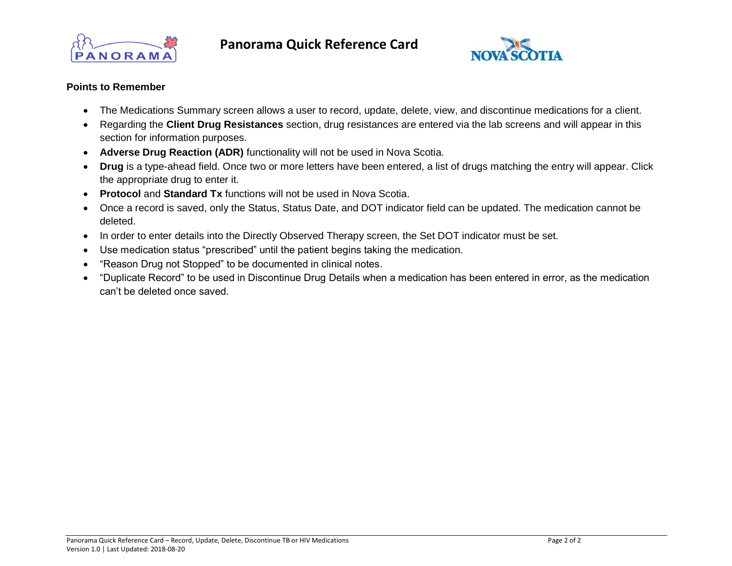**Points to Remember**

- The Medications Summary screen allows a user to record, update, delete, view, and discontinue medications for a client.
- Regarding the **Client Drug Resistances** section, drug resistances are entered via the lab screens and will appear in this section for information purposes.
- **Adverse Drug Reaction (ADR)** functionality will not be used in Nova Scotia.
- **Drug** is a type-ahead field. Once two or more letters have been entered, a list of drugs matching the entry will appear. Click the appropriate drug to enter it.
- **Protocol** and **Standard Tx** functions will not be used in Nova Scotia.
- Once a record is saved, only the Status, Status Date, and DOT indicator field can be updated. The medication cannot be deleted.
- In order to enter details into the Directly Observed Therapy screen, the Set DOT indicator must be set.
- Use medication status "prescribed" until the patient begins taking the medication.
- "Reason Drug not Stopped" to be documented in clinical notes.
- "Duplicate Record" to be used in Discontinue Drug Details when a medication has been entered in error, as the medication can't be deleted once saved.